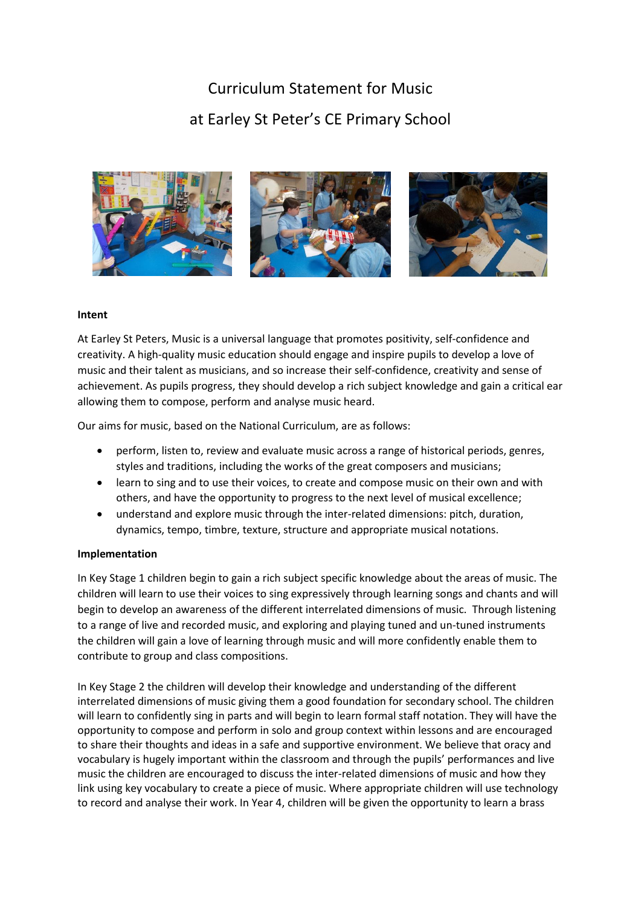# Curriculum Statement for Music

# at Earley St Peter's CE Primary School

**Intent**

At Earley St Peters, Music is a universal language that promotes positivity, self-confidence and creativity. A high-quality music education should engage and inspire pupils to develop a love of music and their talent as musicians, and so increase their self-confidence, creativity and sense of achievement. As pupils progress, they should develop a rich subject knowledge and gain a critical ear allowing them to compose, perform and analyse music heard.

Our aims for music, based on the National Curriculum, are as follows:

- perform, listen to, review and evaluate music across a range of historical periods, genres, styles and traditions, including the works of the great composers and musicians;
- learn to sing and to use their voices, to create and compose music on their own and with others, and have the opportunity to progress to the next level of musical excellence;
- understand and explore music through the inter-related dimensions: pitch, duration, dynamics, tempo, timbre, texture, structure and appropriate musical notations.

**Implementation**

In Key Stage 1 children begin to gain a rich subject specific knowledge about the areas of music. The children will learn to use their voices to sing expressively through learning songs and chants and will begin to develop an awareness of the different interrelated dimensions of music. Through listening to a range of live and recorded music, and exploring and playing tuned and un-tuned instruments the children will gain a love of learning through music and will more confidently enable them to contribute to group and class compositions.

In Key Stage 2 the children will develop their knowledge and understanding of the different interrelated dimensions of music giving them a good foundation for secondary school. The children will learn to confidently sing in parts and will begin to learn formal staff notation. They will have the opportunity to compose and perform in solo and group context within lessons and are encouraged to share their thoughts and ideas in a safe and supportive environment. We believe that oracy and vocabulary is hugely important within the classroom and through the pupils' performances and live music the children are encouraged to discuss the inter-related dimensions of music and how they link using key vocabulary to create a piece of music. Where appropriate children will use technology to record and analyse their work. In Year 4, children will be given the opportunity to learn a brass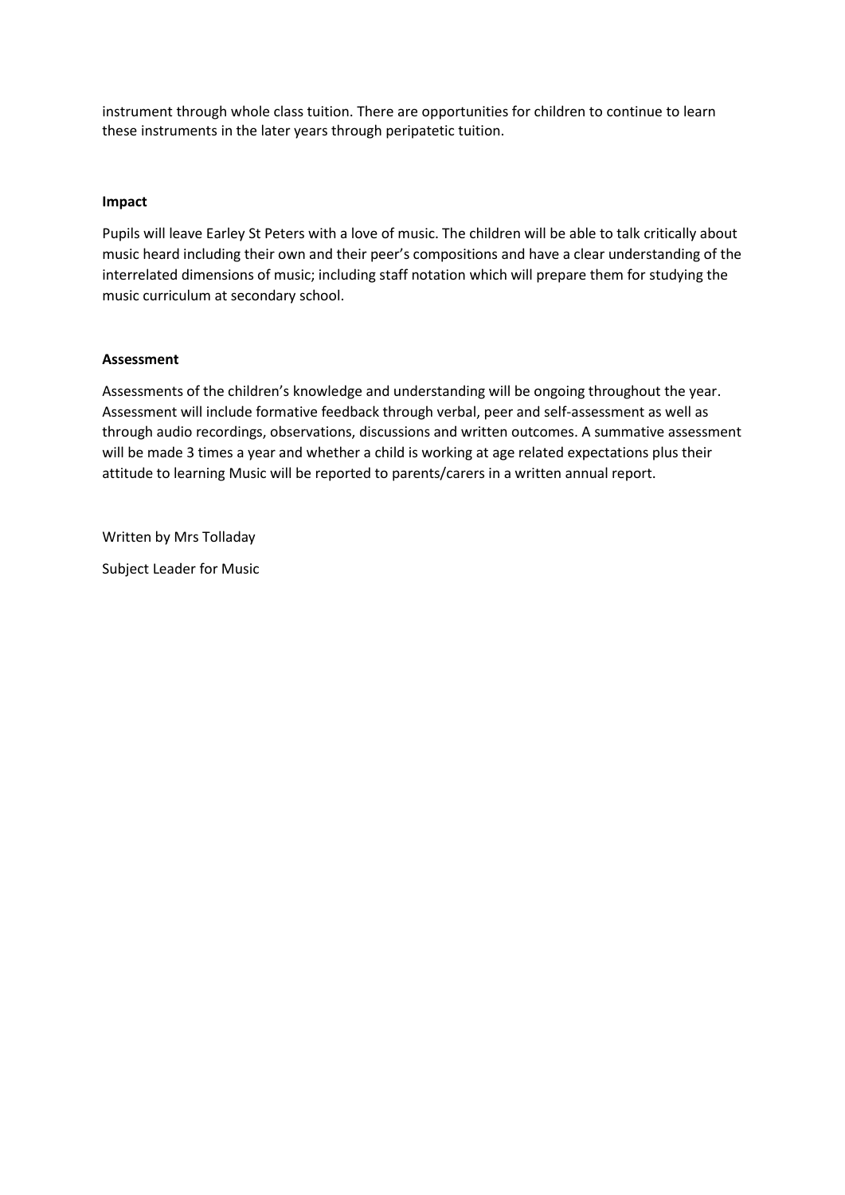instrument through whole class tuition. There are opportunities for children to continue to learn these instruments in the later years through peripatetic tuition.

**Impact**

Pupils will leave Earley St Peters with a love of music. The children will be able to talk critically about music heard including their own and their peer's compositions and have a clear understanding of the interrelated dimensions of music; including staff notation which will prepare them for studying the music curriculum at secondary school.

**Assessment**

Assessments of the children's knowledge and understanding will be ongoing throughout the year. Assessment will include formative feedback through verbal, peer and self-assessment as well as through audio recordings, observations, discussions and written outcomes. A summative assessment will be made 3 times a year and whether a child is working at age related expectations plus their attitude to learning Music will be reported to parents/carers in a written annual report.

Written by Mrs Tolladay

Subject Leader for Music